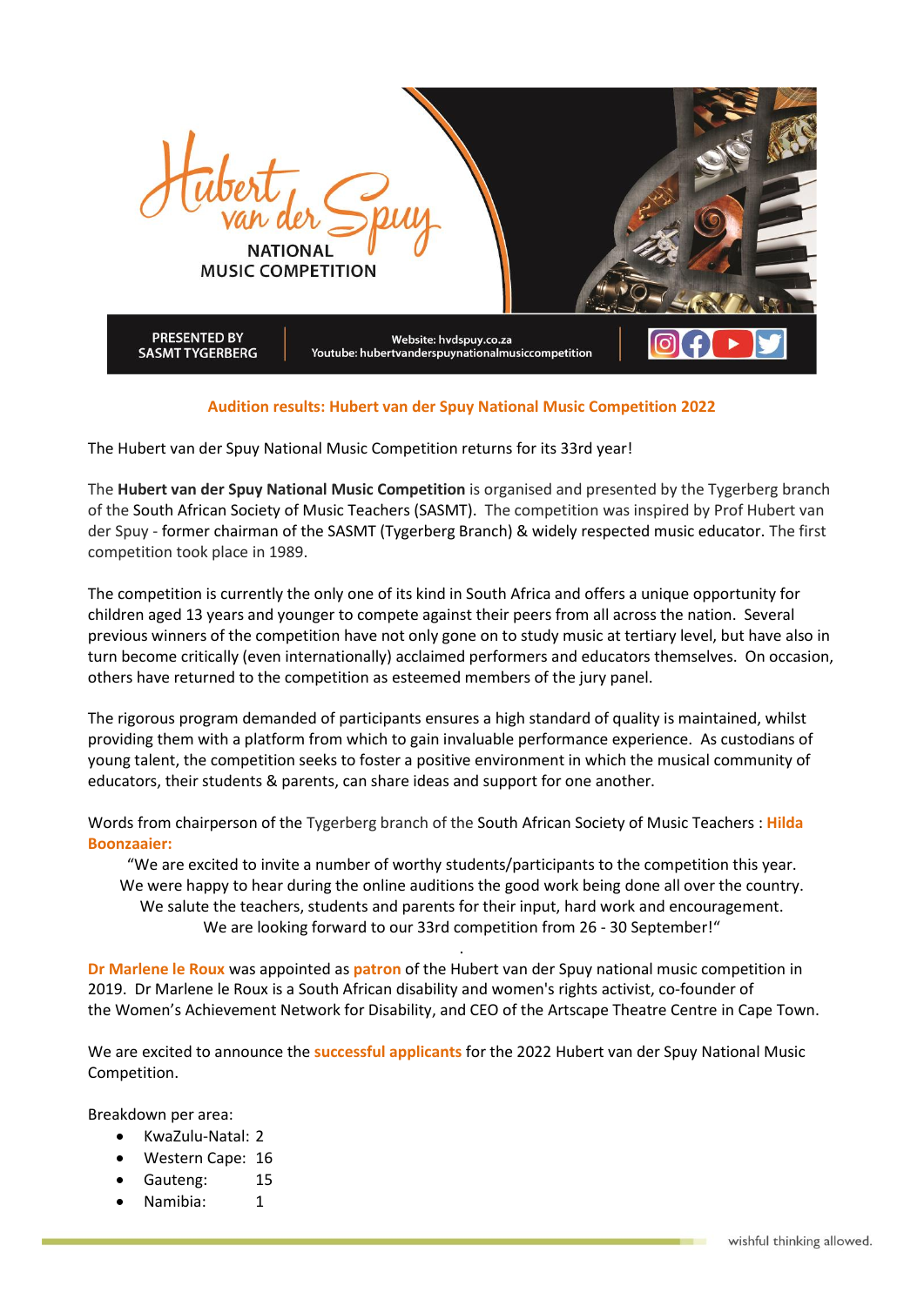# Hubert van der Spuy NATIONAL MUSIC COMPETITION

PRESENTED BY SASMT TYGERBERG

Website: hvdspuy.co.za
Youtube: hubertvanderspuynationalmusiccompetition

## Audition results: Hubert van der Spuy National Music Competition 2022

The Hubert van der Spuy National Music Competition returns for its 33rd year!

The **Hubert van der Spuy National Music Competition** is organised and presented by the Tygerberg branch of the South African Society of Music Teachers (SASMT). The competition was inspired by Prof Hubert van der Spuy - former chairman of the SASMT (Tygerberg Branch) & widely respected music educator. The first competition took place in 1989.

The competition is currently the only one of its kind in South Africa and offers a unique opportunity for children aged 13 years and younger to compete against their peers from all across the nation. Several previous winners of the competition have not only gone on to study music at tertiary level, but have also in turn become critically (even internationally) acclaimed performers and educators themselves. On occasion, others have returned to the competition as esteemed members of the jury panel.

The rigorous program demanded of participants ensures a high standard of quality is maintained, whilst providing them with a platform from which to gain invaluable performance experience. As custodians of young talent, the competition seeks to foster a positive environment in which the musical community of educators, their students & parents, can share ideas and support for one another.

Words from chairperson of the Tygerberg branch of the South African Society of Music Teachers : **Hilda Boonzaaier:**

"We are excited to invite a number of worthy students/participants to the competition this year. We were happy to hear during the online auditions the good work being done all over the country. We salute the teachers, students and parents for their input, hard work and encouragement. We are looking forward to our 33rd competition from 26 - 30 September!"

**Dr Marlene le Roux** was appointed as **patron** of the Hubert van der Spuy national music competition in 2019. Dr Marlene le Roux is a South African disability and women's rights activist, co-founder of the Women's Achievement Network for Disability, and CEO of the Artscape Theatre Centre in Cape Town.

We are excited to announce the **successful applicants** for the 2022 Hubert van der Spuy National Music Competition.

Breakdown per area:

- KwaZulu-Natal: 2
- Western Cape: 16
- Gauteng: 15
- Namibia: 1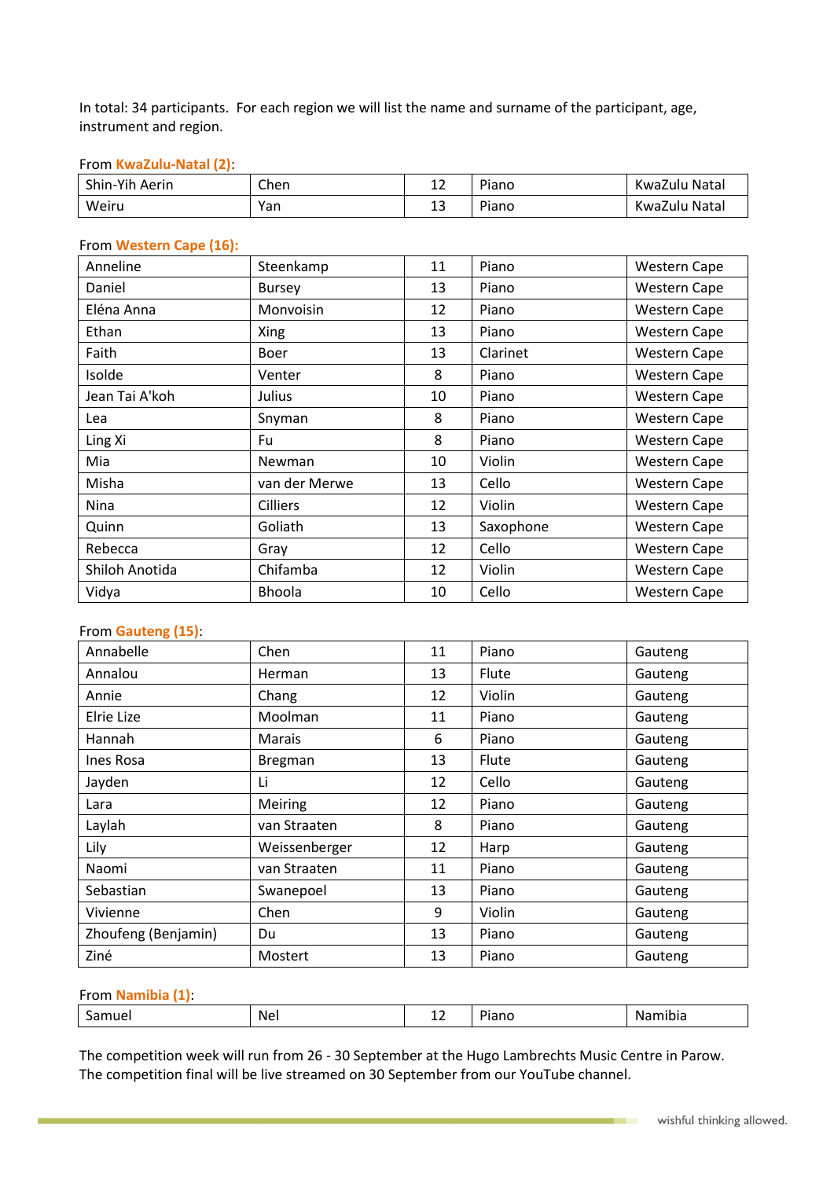In total: 34 participants. For each region we will list the name and surname of the participant, age, instrument and region.

From **KwaZulu-Natal (2)**:

| | | | | |
|---|---|---|---|---|
| Shin-Yih Aerin | Chen | 12 | Piano | KwaZulu Natal |
| Weiru | Yan | 13 | Piano | KwaZulu Natal |

From **Western Cape (16):**

| | | | | |
|---|---|---|---|---|
| Anneline | Steenkamp | 11 | Piano | Western Cape |
| Daniel | Bursey | 13 | Piano | Western Cape |
| Eléna Anna | Monvoisin | 12 | Piano | Western Cape |
| Ethan | Xing | 13 | Piano | Western Cape |
| Faith | Boer | 13 | Clarinet | Western Cape |
| Isolde | Venter | 8 | Piano | Western Cape |
| Jean Tai A'koh | Julius | 10 | Piano | Western Cape |
| Lea | Snyman | 8 | Piano | Western Cape |
| Ling Xi | Fu | 8 | Piano | Western Cape |
| Mia | Newman | 10 | Violin | Western Cape |
| Misha | van der Merwe | 13 | Cello | Western Cape |
| Nina | Cilliers | 12 | Violin | Western Cape |
| Quinn | Goliath | 13 | Saxophone | Western Cape |
| Rebecca | Gray | 12 | Cello | Western Cape |
| Shiloh Anotida | Chifamba | 12 | Violin | Western Cape |
| Vidya | Bhoola | 10 | Cello | Western Cape |

From **Gauteng (15)**:

| | | | | |
|---|---|---|---|---|
| Annabelle | Chen | 11 | Piano | Gauteng |
| Annalou | Herman | 13 | Flute | Gauteng |
| Annie | Chang | 12 | Violin | Gauteng |
| Elrie Lize | Moolman | 11 | Piano | Gauteng |
| Hannah | Marais | 6 | Piano | Gauteng |
| Ines Rosa | Bregman | 13 | Flute | Gauteng |
| Jayden | Li | 12 | Cello | Gauteng |
| Lara | Meiring | 12 | Piano | Gauteng |
| Laylah | van Straaten | 8 | Piano | Gauteng |
| Lily | Weissenberger | 12 | Harp | Gauteng |
| Naomi | van Straaten | 11 | Piano | Gauteng |
| Sebastian | Swanepoel | 13 | Piano | Gauteng |
| Vivienne | Chen | 9 | Violin | Gauteng |
| Zhoufeng (Benjamin) | Du | 13 | Piano | Gauteng |
| Ziné | Mostert | 13 | Piano | Gauteng |

From **Namibia (1)**:

| | | | | |
|---|---|---|---|---|
| Samuel | Nel | 12 | Piano | Namibia |

The competition week will run from 26 - 30 September at the Hugo Lambrechts Music Centre in Parow. The competition final will be live streamed on 30 September from our YouTube channel.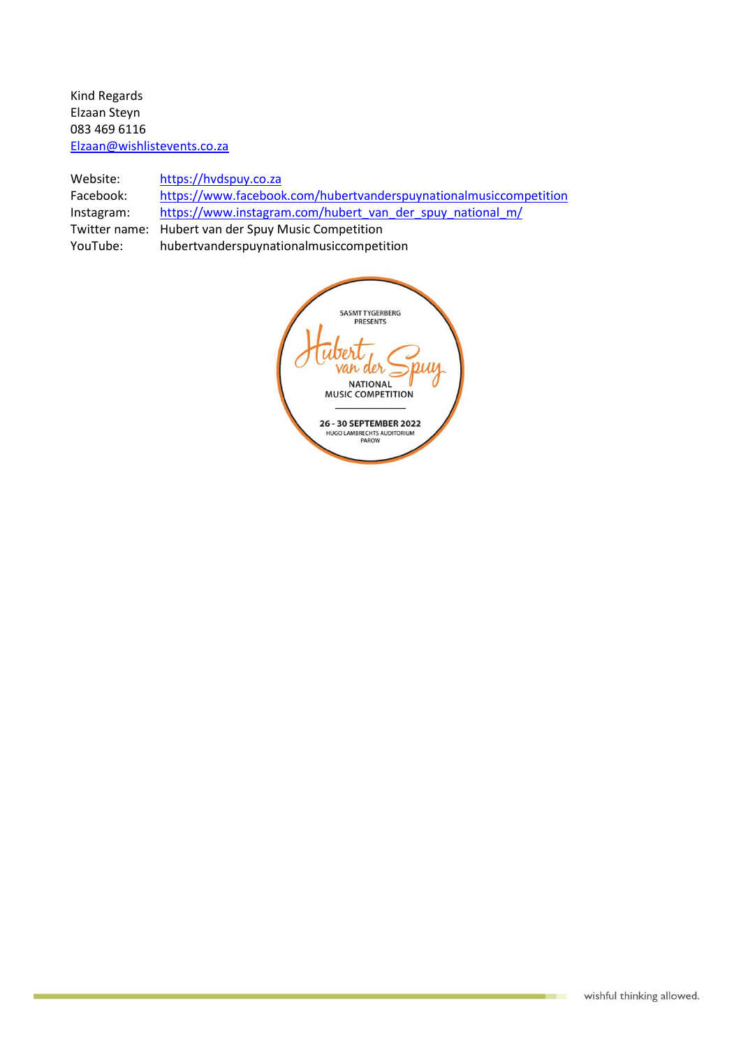Kind Regards
Elzaan Steyn
083 469 6116
Elzaan@wishlistevents.co.za

| | |
|---|---|
| Website: | https://hvdspuy.co.za |
| Facebook: | https://www.facebook.com/hubertvanderspuynationalmusiccompetition |
| Instagram: | https://www.instagram.com/hubert_van_der_spuy_national_m/ |
| Twitter name: | Hubert van der Spuy Music Competition |
| YouTube: | hubertvanderspuynationalmusiccompetition |

SASMT TYGERBERG
PRESENTS
Hubert van der Spuy
NATIONAL
MUSIC COMPETITION

26 - 30 SEPTEMBER 2022
HUGO LAMBRECHTS AUDITORIUM
PAROW